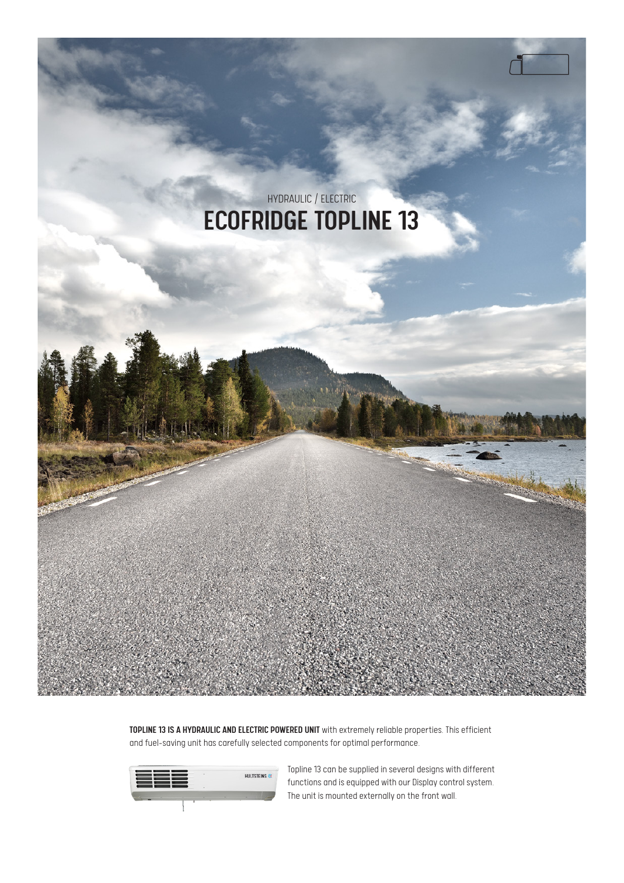HYDRAULIC / ELECTRIC

# ECOFRIDGE TOPLINE 13

**TOPLINE 13 IS A HYDRAULIC AND ELECTRIC POWERED UNIT** with extremely reliable properties. This efficient and fuel-saving unit has carefully selected components for optimal performance.

Topline 13 can be supplied in several designs with different functions and is equipped with our Display control system. The unit is mounted externally on the front wall.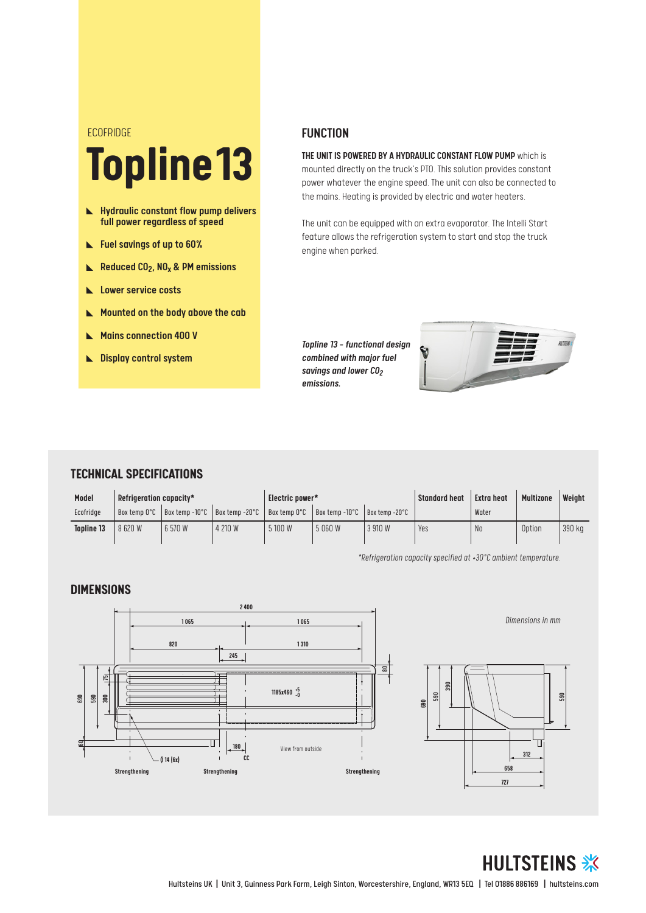ECOFRIDGE

# Topline 13

- **Hydraulic constant flow pump delivers full power regardless of speed**
- **Fuel savings of up to 60%**
- **Reduced $CO_2$, $NO_x$ & PM emissions**
- **Lower service costs**
- **Mounted on the body above the cab**
- **Mains connection 400 V**
- **Display control system**

## FUNCTION

**THE UNIT IS POWERED BY A HYDRAULIC CONSTANT FLOW PUMP** which is mounted directly on the truck's PTO. This solution provides constant power whatever the engine speed. The unit can also be connected to the mains. Heating is provided by electric and water heaters.

The unit can be equipped with an extra evaporator. The Intelli Start feature allows the refrigeration system to start and stop the truck engine when parked.

***Topline 13 – functional design combined with major fuel savings and lower $CO_2$ emissions.***

## TECHNICAL SPECIFICATIONS

| Model | Refrigeration capacity* | | | Electric power* | | | Standard heat | Extra heat | Multizone | Weight |
|---|---|---|---|---|---|---|---|---|---|---|
| Ecofridge | Box temp 0°C | Box temp -10°C | Box temp -20°C | Box temp 0°C | Box temp -10°C | Box temp -20°C | | Water | | |
| **Topline 13** | 8 620 W | 6 570 W | 4 210 W | 5 100 W | 5 060 W | 3 910 W | Yes | No | Option | 390 kg |

*\*Refrigeration capacity specified at +30°C ambient temperature.*

## DIMENSIONS

*Dimensions in mm*

2 400
1 065
1 065
820
1 310
245
80
75
690
590
300
60
1185x460 $^{+5}_{-0}$
180
CC
ɸ 14 (6x)
View from outside
Strengthening
Strengthening
Strengthening

690
590
390
590
312
658
727